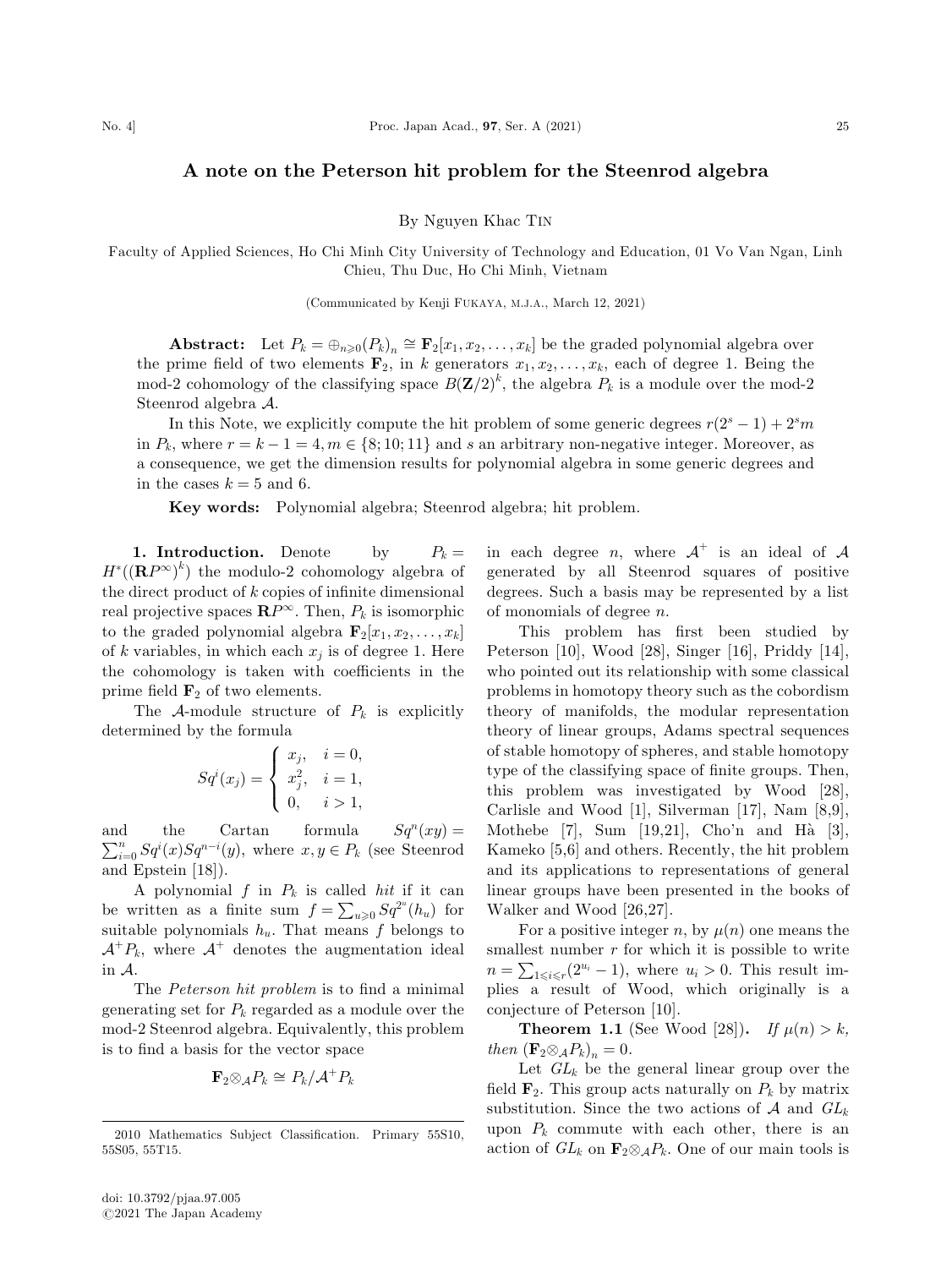# A note on the Peterson hit problem for the Steenrod algebra

By Nguyen Khac Tin

Faculty of Applied Sciences, Ho Chi Minh City University of Technology and Education, 01 Vo Van Ngan, Linh Chieu, Thu Duc, Ho Chi Minh, Vietnam

(Communicated by Kenji Fukaya, M.J.A., March 12, 2021)

**Abstract:** Let $P_k = \oplus_{n \geqslant 0}(P_k)_n \cong \mathbf{F}_2[x_1, x_2, \ldots, x_k]$ be the graded polynomial algebra over the prime field of two elements $\mathbf{F}_2$, in $k$ generators $x_1, x_2, \ldots, x_k$, each of degree 1. Being the mod-2 cohomology of the classifying space $B(\mathbf{Z}/2)^k$, the algebra $P_k$ is a module over the mod-2 Steenrod algebra $\mathcal{A}$.

In this Note, we explicitly compute the hit problem of some generic degrees $r(2^s - 1) + 2^s m$ in $P_k$, where $r = k - 1 = 4, m \in \{8; 10; 11\}$ and $s$ an arbitrary non-negative integer. Moreover, as a consequence, we get the dimension results for polynomial algebra in some generic degrees and in the cases $k = 5$ and 6.

**Key words:** Polynomial algebra; Steenrod algebra; hit problem.

**1. Introduction.** Denote by $P_k = H^*((\mathbf{R}P^\infty)^k)$ the modulo-2 cohomology algebra of the direct product of $k$ copies of infinite dimensional real projective spaces $\mathbf{R}P^\infty$. Then, $P_k$ is isomorphic to the graded polynomial algebra $\mathbf{F}_2[x_1, x_2, \ldots, x_k]$ of $k$ variables, in which each $x_j$ is of degree 1. Here the cohomology is taken with coefficients in the prime field $\mathbf{F}_2$ of two elements.

The $\mathcal{A}$-module structure of $P_k$ is explicitly determined by the formula

$$Sq^i(x_j) = \begin{cases} x_j, & i = 0, \\ x_j^2, & i = 1, \\ 0, & i > 1, \end{cases}$$

and the Cartan formula $Sq^n(xy) = \sum_{i=0}^{n} Sq^i(x)Sq^{n-i}(y)$, where $x, y \in P_k$ (see Steenrod and Epstein [18]).

A polynomial $f$ in $P_k$ is called *hit* if it can be written as a finite sum $f = \sum_{u \geqslant 0} Sq^{2^u}(h_u)$ for suitable polynomials $h_u$. That means $f$ belongs to $\mathcal{A}^+ P_k$, where $\mathcal{A}^+$ denotes the augmentation ideal in $\mathcal{A}$.

The *Peterson hit problem* is to find a minimal generating set for $P_k$ regarded as a module over the mod-2 Steenrod algebra. Equivalently, this problem is to find a basis for the vector space

$$\mathbf{F}_2 \otimes_{\mathcal{A}} P_k \cong P_k / \mathcal{A}^+ P_k$$

in each degree $n$, where $\mathcal{A}^+$ is an ideal of $\mathcal{A}$ generated by all Steenrod squares of positive degrees. Such a basis may be represented by a list of monomials of degree $n$.

This problem has first been studied by Peterson [10], Wood [28], Singer [16], Priddy [14], who pointed out its relationship with some classical problems in homotopy theory such as the cobordism theory of manifolds, the modular representation theory of linear groups, Adams spectral sequences of stable homotopy of spheres, and stable homotopy type of the classifying space of finite groups. Then, this problem was investigated by Wood [28], Carlisle and Wood [1], Silverman [17], Nam [8,9], Mothebe [7], Sum [19,21], Cho'n and Hà [3], Kameko [5,6] and others. Recently, the hit problem and its applications to representations of general linear groups have been presented in the books of Walker and Wood [26,27].

For a positive integer $n$, by $\mu(n)$ one means the smallest number $r$ for which it is possible to write $n = \sum_{1 \leqslant i \leqslant r}(2^{u_i} - 1)$, where $u_i > 0$. This result implies a result of Wood, which originally is a conjecture of Peterson [10].

**Theorem 1.1** (See Wood [28]). *If $\mu(n) > k$, then $(\mathbf{F}_2 \otimes_{\mathcal{A}} P_k)_n = 0$.*

Let $GL_k$ be the general linear group over the field $\mathbf{F}_2$. This group acts naturally on $P_k$ by matrix substitution. Since the two actions of $\mathcal{A}$ and $GL_k$ upon $P_k$ commute with each other, there is an action of $GL_k$ on $\mathbf{F}_2 \otimes_{\mathcal{A}} P_k$. One of our main tools is

2010 Mathematics Subject Classification. Primary 55S10, 55S05, 55T15.

doi: 10.3792/pjaa.97.005
©2021 The Japan Academy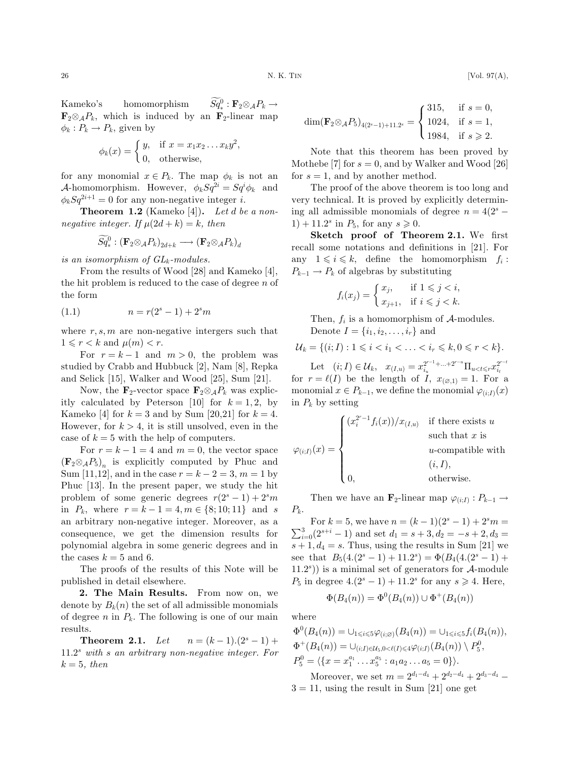Kameko's homomorphism $\widetilde{Sq}^0_*: \mathbf{F}_2 \otimes_{\mathcal{A}} P_k \to \mathbf{F}_2 \otimes_{\mathcal{A}} P_k$, which is induced by an $\mathbf{F}_2$-linear map $\phi_k : P_k \to P_k$, given by

$$\phi_k(x) = \begin{cases} y, & \text{if } x = x_1 x_2 \ldots x_k y^2, \\ 0, & \text{otherwise,} \end{cases}$$

for any monomial $x \in P_k$. The map $\phi_k$ is not an $\mathcal{A}$-homomorphism. However, $\phi_k Sq^{2i} = Sq^i \phi_k$ and $\phi_k Sq^{2i+1} = 0$ for any non-negative integer $i$.

**Theorem 1.2** (Kameko [4])**.** *Let $d$ be a non-negative integer. If $\mu(2d+k) = k$, then*

$$\widetilde{Sq}^0_* : (\mathbf{F}_2 \otimes_{\mathcal{A}} P_k)_{2d+k} \longrightarrow (\mathbf{F}_2 \otimes_{\mathcal{A}} P_k)_d$$

*is an isomorphism of $GL_k$-modules.*

From the results of Wood [28] and Kameko [4], the hit problem is reduced to the case of degree $n$ of the form

$$n = r(2^s - 1) + 2^s m \tag{1.1}$$

where $r, s, m$ are non-negative intergers such that $1 \leqslant r < k$ and $\mu(m) < r$.

For $r = k-1$ and $m > 0$, the problem was studied by Crabb and Hubbuck [2], Nam [8], Repka and Selick [15], Walker and Wood [25], Sum [21].

Now, the $\mathbf{F}_2$-vector space $\mathbf{F}_2 \otimes_{\mathcal{A}} P_k$ was explicitly calculated by Peterson [10] for $k = 1, 2$, by Kameko [4] for $k = 3$ and by Sum [20,21] for $k = 4$. However, for $k > 4$, it is still unsolved, even in the case of $k = 5$ with the help of computers.

For $r = k-1 = 4$ and $m = 0$, the vector space $(\mathbf{F}_2 \otimes_{\mathcal{A}} P_5)_n$ is explicitly computed by Phuc and Sum [11,12], and in the case $r = k-2 = 3$, $m = 1$ by Phuc [13]. In the present paper, we study the hit problem of some generic degrees $r(2^s-1) + 2^s m$ in $P_k$, where $r = k-1 = 4, m \in \{8; 10; 11\}$ and $s$ an arbitrary non-negative integer. Moreover, as a consequence, we get the dimension results for polynomial algebra in some generic degrees and in the cases $k = 5$ and 6.

The proofs of the results of this Note will be published in detail elsewhere.

## 2. The Main Results.

From now on, we denote by $B_k(n)$ the set of all admissible monomials of degree $n$ in $P_k$. The following is one of our main results.

**Theorem 2.1.** *Let $n = (k-1).(2^s - 1) + 11.2^s$ with $s$ an arbitrary non-negative integer. For $k = 5$, then*

$$\dim(\mathbf{F}_2 \otimes_{\mathcal{A}} P_5)_{4(2^s-1)+11.2^s} = \begin{cases} 315, & \text{if } s = 0, \\ 1024, & \text{if } s = 1, \\ 1984, & \text{if } s \geqslant 2. \end{cases}$$

Note that this theorem has been proved by Mothebe [7] for $s = 0$, and by Walker and Wood [26] for $s = 1$, and by another method.

The proof of the above theorem is too long and very technical. It is proved by explicitly determining all admissible monomials of degree $n = 4(2^s - 1) + 11.2^s$ in $P_5$, for any $s \geqslant 0$.

**Sketch proof of Theorem 2.1.** We first recall some notations and definitions in [21]. For any $1 \leqslant i \leqslant k$, define the homomorphism $f_i : P_{k-1} \to P_k$ of algebras by substituting

$$f_i(x_j) = \begin{cases} x_j, & \text{if } 1 \leqslant j < i, \\ x_{j+1}, & \text{if } i \leqslant j < k. \end{cases}$$

Then, $f_i$ is a homomorphism of $\mathcal{A}$-modules.

Denote $I = \{i_1, i_2, \ldots, i_r\}$ and

$$\mathcal{U}_k = \{(i; I) : 1 \leqslant i < i_1 < \ldots < i_r \leqslant k, 0 \leqslant r < k\}.$$

Let $(i; I) \in \mathcal{U}_k$, $x_{(I,u)} = x_{i_u}^{2^{r-1} + \ldots + 2^{r-u}} \Pi_{u < t \leqslant r} x_{i_t}^{2^{r-t}}$ for $r = \ell(I)$ be the length of $I$, $x_{(\varnothing, 1)} = 1$. For a monomial $x \in P_{k-1}$, we define the monomial $\varphi_{(i;I)}(x)$ in $P_k$ by setting

$$\varphi_{(i;I)}(x) = \begin{cases} (x_i^{2^r - 1} f_i(x))/x_{(I,u)} & \text{if there exists } u \text{ such that } x \text{ is } u\text{-compatible with } (i, I), \\ 0, & \text{otherwise.} \end{cases}$$

Then we have an $\mathbf{F}_2$-linear map $\varphi_{(i;I)} : P_{k-1} \to P_k$.

For $k = 5$, we have $n = (k-1)(2^s - 1) + 2^s m = \sum_{i=0}^{3}(2^{s+i} - 1)$ and set $d_1 = s+3, d_2 = -s+2, d_3 = s+1, d_4 = s$. Thus, using the results in Sum [21] we see that $B_5(4.(2^s - 1) + 11.2^s) = \Phi(B_4(4.(2^s - 1) + 11.2^s))$ is a minimal set of generators for $\mathcal{A}$-module $P_5$ in degree $4.(2^s - 1) + 11.2^s$ for any $s \geqslant 4$. Here,

$$\Phi(B_4(n)) = \Phi^0(B_4(n)) \cup \Phi^+(B_4(n))$$

where

$$\Phi^0(B_4(n)) = \cup_{1 \leqslant i \leqslant 5} \varphi_{(i;\varnothing)}(B_4(n)) = \cup_{1 \leqslant i \leqslant 5} f_i(B_4(n)),$$

$$\Phi^+(B_4(n)) = \cup_{(i;I) \in \mathcal{U}_5, 0 < \ell(I) \leqslant 4} \varphi_{(i;I)}(B_4(n)) \setminus P_5^0,$$

$$P_5^0 = \langle \{x = x_1^{a_1} \ldots x_5^{a_5} : a_1 a_2 \ldots a_5 = 0\} \rangle.$$

Moreover, we set $m = 2^{d_1 - d_4} + 2^{d_2 - d_4} + 2^{d_3 - d_4} - 3 = 11$, using the result in Sum [21] one get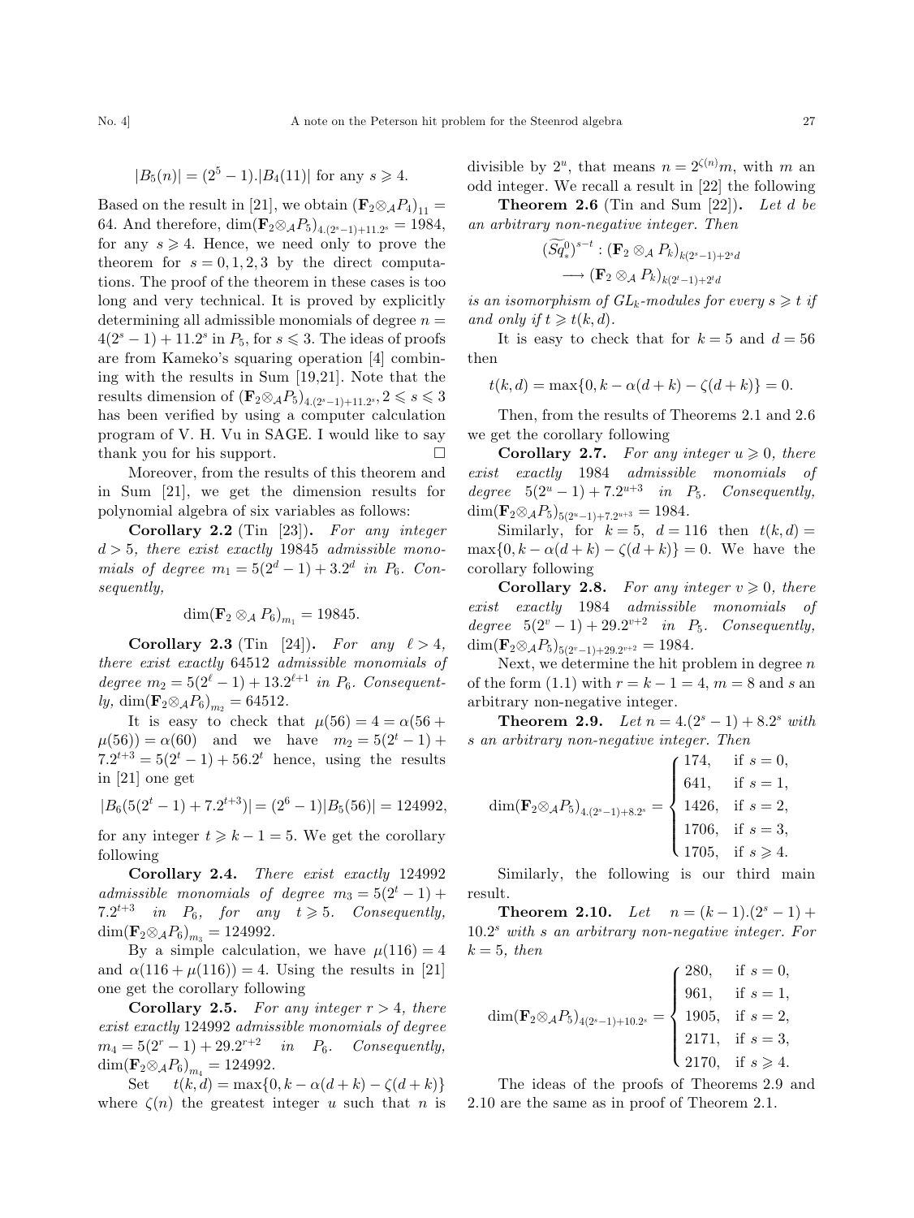$$|B_5(n)| = (2^5 - 1).|B_4(11)| \text{ for any } s \geqslant 4.$$

Based on the result in [21], we obtain $(\mathbf{F}_2 \otimes_{\mathcal{A}} P_4)_{11} = 64$. And therefore, $\dim(\mathbf{F}_2 \otimes_{\mathcal{A}} P_5)_{4.(2^s-1)+11.2^s} = 1984$, for any $s \geqslant 4$. Hence, we need only to prove the theorem for $s = 0, 1, 2, 3$ by the direct computations. The proof of the theorem in these cases is too long and very technical. It is proved by explicitly determining all admissible monomials of degree $n = 4(2^s - 1) + 11.2^s$ in $P_5$, for $s \leqslant 3$. The ideas of proofs are from Kameko's squaring operation [4] combining with the results in Sum [19,21]. Note that the results dimension of $(\mathbf{F}_2 \otimes_{\mathcal{A}} P_5)_{4.(2^s-1)+11.2^s}, 2 \leqslant s \leqslant 3$ has been verified by using a computer calculation program of V. H. Vu in SAGE. I would like to say thank you for his support. □

Moreover, from the results of this theorem and in Sum [21], we get the dimension results for polynomial algebra of six variables as follows:

**Corollary 2.2** (Tin [23]). *For any integer $d > 5$, there exist exactly 19845 admissible monomials of degree $m_1 = 5(2^d - 1) + 3.2^d$ in $P_6$. Consequently,*

$$\dim(\mathbf{F}_2 \otimes_{\mathcal{A}} P_6)_{m_1} = 19845.$$

**Corollary 2.3** (Tin [24]). *For any $\ell > 4$, there exist exactly 64512 admissible monomials of degree $m_2 = 5(2^\ell - 1) + 13.2^{\ell+1}$ in $P_6$. Consequently, $\dim(\mathbf{F}_2 \otimes_{\mathcal{A}} P_6)_{m_2} = 64512$.*

It is easy to check that $\mu(56) = 4 = \alpha(56 + \mu(56)) = \alpha(60)$ and we have $m_2 = 5(2^t - 1) + 7.2^{t+3} = 5(2^t - 1) + 56.2^t$ hence, using the results in [21] one get

$$|B_6(5(2^t - 1) + 7.2^{t+3})| = (2^6 - 1)|B_5(56)| = 124992,$$

for any integer $t \geqslant k - 1 = 5$. We get the corollary following

**Corollary 2.4.** *There exist exactly 124992 admissible monomials of degree $m_3 = 5(2^t - 1) + 7.2^{t+3}$ in $P_6$, for any $t \geqslant 5$. Consequently, $\dim(\mathbf{F}_2 \otimes_{\mathcal{A}} P_6)_{m_3} = 124992$.*

By a simple calculation, we have $\mu(116) = 4$ and $\alpha(116 + \mu(116)) = 4$. Using the results in [21] one get the corollary following

**Corollary 2.5.** *For any integer $r > 4$, there exist exactly 124992 admissible monomials of degree $m_4 = 5(2^r - 1) + 29.2^{r+2}$ in $P_6$. Consequently, $\dim(\mathbf{F}_2 \otimes_{\mathcal{A}} P_6)_{m_4} = 124992$.*

Set $t(k, d) = \max\{0, k - \alpha(d + k) - \zeta(d + k)\}$ where $\zeta(n)$ the greatest integer $u$ such that $n$ is divisible by $2^u$, that means $n = 2^{\zeta(n)}m$, with $m$ an odd integer. We recall a result in [22] the following

**Theorem 2.6** (Tin and Sum [22]). *Let $d$ be an arbitrary non-negative integer. Then*

$$(\widetilde{Sq}^0_*)^{s-t} : (\mathbf{F}_2 \otimes_{\mathcal{A}} P_k)_{k(2^s-1)+2^s d} \longrightarrow (\mathbf{F}_2 \otimes_{\mathcal{A}} P_k)_{k(2^t-1)+2^t d}$$

*is an isomorphism of $GL_k$-modules for every $s \geqslant t$ if and only if $t \geqslant t(k, d)$.*

It is easy to check that for $k = 5$ and $d = 56$ then

$$t(k, d) = \max\{0, k - \alpha(d + k) - \zeta(d + k)\} = 0.$$

Then, from the results of Theorems 2.1 and 2.6 we get the corollary following

**Corollary 2.7.** *For any integer $u \geqslant 0$, there exist exactly 1984 admissible monomials of degree $5(2^u - 1) + 7.2^{u+3}$ in $P_5$. Consequently, $\dim(\mathbf{F}_2 \otimes_{\mathcal{A}} P_5)_{5(2^u-1)+7.2^{u+3}} = 1984$.*

Similarly, for $k = 5$, $d = 116$ then $t(k, d) = \max\{0, k - \alpha(d + k) - \zeta(d + k)\} = 0$. We have the corollary following

**Corollary 2.8.** *For any integer $v \geqslant 0$, there exist exactly 1984 admissible monomials of degree $5(2^v - 1) + 29.2^{v+2}$ in $P_5$. Consequently, $\dim(\mathbf{F}_2 \otimes_{\mathcal{A}} P_5)_{5(2^v-1)+29.2^{v+2}} = 1984$.*

Next, we determine the hit problem in degree $n$ of the form (1.1) with $r = k - 1 = 4$, $m = 8$ and $s$ an arbitrary non-negative integer.

**Theorem 2.9.** *Let $n = 4.(2^s - 1) + 8.2^s$ with $s$ an arbitrary non-negative integer. Then*

$$\dim(\mathbf{F}_2 \otimes_{\mathcal{A}} P_5)_{4.(2^s-1)+8.2^s} = \begin{cases} 174, & \text{if } s = 0, \\ 641, & \text{if } s = 1, \\ 1426, & \text{if } s = 2, \\ 1706, & \text{if } s = 3, \\ 1705, & \text{if } s \geqslant 4. \end{cases}$$

Similarly, the following is our third main result.

**Theorem 2.10.** *Let $n = (k - 1).(2^s - 1) + 10.2^s$ with $s$ an arbitrary non-negative integer. For $k = 5$, then*

$$\dim(\mathbf{F}_2 \otimes_{\mathcal{A}} P_5)_{4(2^s-1)+10.2^s} = \begin{cases} 280, & \text{if } s = 0, \\ 961, & \text{if } s = 1, \\ 1905, & \text{if } s = 2, \\ 2171, & \text{if } s = 3, \\ 2170, & \text{if } s \geqslant 4. \end{cases}$$

The ideas of the proofs of Theorems 2.9 and 2.10 are the same as in proof of Theorem 2.1.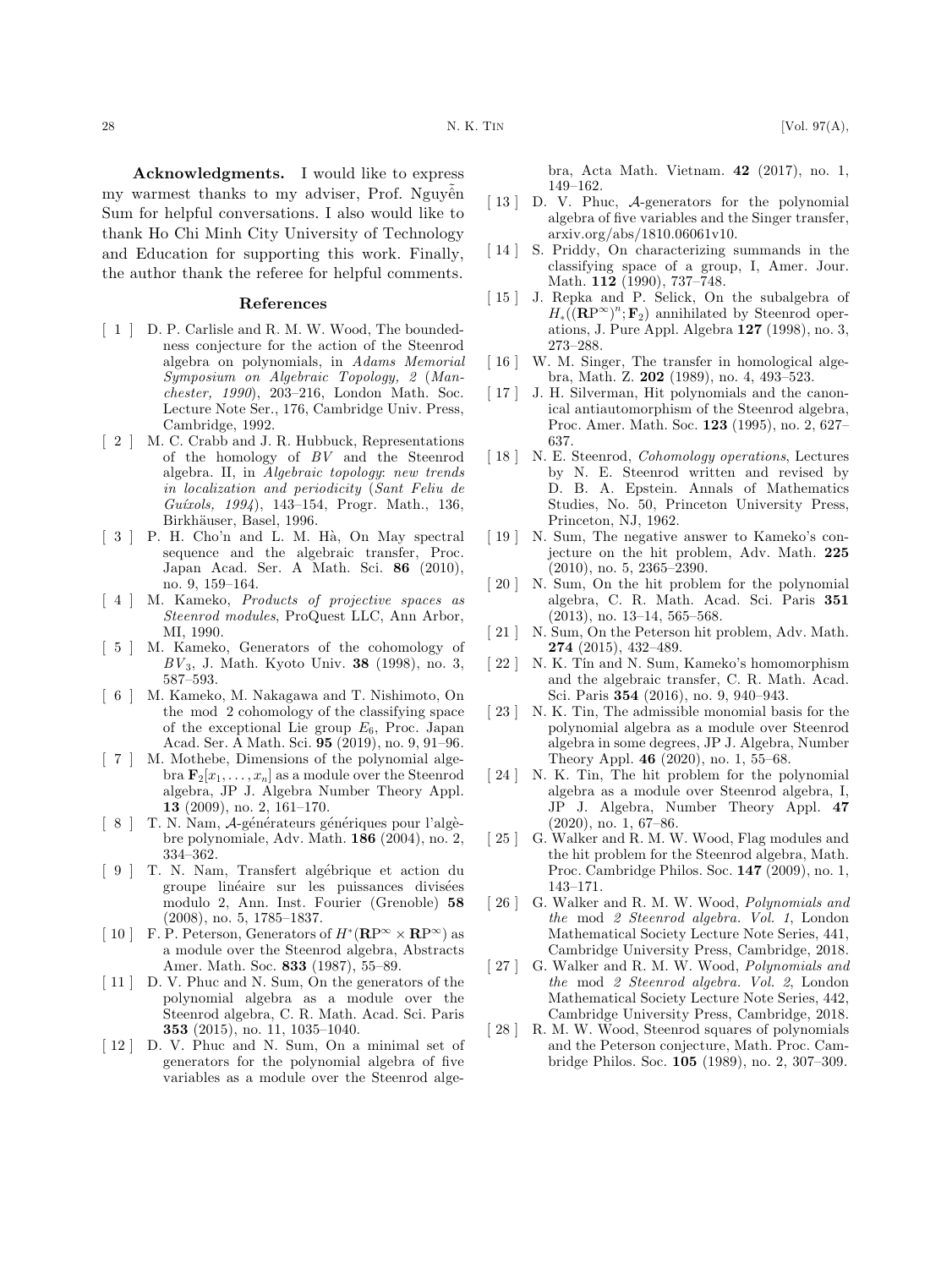**Acknowledgments.** I would like to express my warmest thanks to my adviser, Prof. Nguyễn Sum for helpful conversations. I also would like to thank Ho Chi Minh City University of Technology and Education for supporting this work. Finally, the author thank the referee for helpful comments.

## References

- [ 1 ] D. P. Carlisle and R. M. W. Wood, The boundedness conjecture for the action of the Steenrod algebra on polynomials, in *Adams Memorial Symposium on Algebraic Topology, 2* (*Manchester, 1990*), 203–216, London Math. Soc. Lecture Note Ser., 176, Cambridge Univ. Press, Cambridge, 1992.
- [ 2 ] M. C. Crabb and J. R. Hubbuck, Representations of the homology of $BV$ and the Steenrod algebra. II, in *Algebraic topology*: *new trends in localization and periodicity* (*Sant Feliu de Guíxols, 1994*), 143–154, Progr. Math., 136, Birkhäuser, Basel, 1996.
- [ 3 ] P. H. Cho'n and L. M. Hà, On May spectral sequence and the algebraic transfer, Proc. Japan Acad. Ser. A Math. Sci. **86** (2010), no. 9, 159–164.
- [ 4 ] M. Kameko, *Products of projective spaces as Steenrod modules*, ProQuest LLC, Ann Arbor, MI, 1990.
- [ 5 ] M. Kameko, Generators of the cohomology of $BV_3$, J. Math. Kyoto Univ. **38** (1998), no. 3, 587–593.
- [ 6 ] M. Kameko, M. Nakagawa and T. Nishimoto, On the mod 2 cohomology of the classifying space of the exceptional Lie group $E_6$, Proc. Japan Acad. Ser. A Math. Sci. **95** (2019), no. 9, 91–96.
- [ 7 ] M. Mothebe, Dimensions of the polynomial algebra $\mathbf{F}_2[x_1,\ldots,x_n]$ as a module over the Steenrod algebra, JP J. Algebra Number Theory Appl. **13** (2009), no. 2, 161–170.
- [ 8 ] T. N. Nam, $\mathcal{A}$-générateurs génériques pour l'algèbre polynomiale, Adv. Math. **186** (2004), no. 2, 334–362.
- [ 9 ] T. N. Nam, Transfert algébrique et action du groupe linéaire sur les puissances divisées modulo 2, Ann. Inst. Fourier (Grenoble) **58** (2008), no. 5, 1785–1837.
- [ 10 ] F. P. Peterson, Generators of $H^*(\mathbf{R}\mathrm{P}^\infty \times \mathbf{R}\mathrm{P}^\infty)$ as a module over the Steenrod algebra, Abstracts Amer. Math. Soc. **833** (1987), 55–89.
- [ 11 ] D. V. Phuc and N. Sum, On the generators of the polynomial algebra as a module over the Steenrod algebra, C. R. Math. Acad. Sci. Paris **353** (2015), no. 11, 1035–1040.
- [ 12 ] D. V. Phuc and N. Sum, On a minimal set of generators for the polynomial algebra of five variables as a module over the Steenrod algebra, Acta Math. Vietnam. **42** (2017), no. 1, 149–162.
- [ 13 ] D. V. Phuc, $\mathcal{A}$-generators for the polynomial algebra of five variables and the Singer transfer, arxiv.org/abs/1810.06061v10.
- [ 14 ] S. Priddy, On characterizing summands in the classifying space of a group, I, Amer. Jour. Math. **112** (1990), 737–748.
- [ 15 ] J. Repka and P. Selick, On the subalgebra of $H_*((\mathbf{R}\mathrm{P}^\infty)^n;\mathbf{F}_2)$ annihilated by Steenrod operations, J. Pure Appl. Algebra **127** (1998), no. 3, 273–288.
- [ 16 ] W. M. Singer, The transfer in homological algebra, Math. Z. **202** (1989), no. 4, 493–523.
- [ 17 ] J. H. Silverman, Hit polynomials and the canonical antiautomorphism of the Steenrod algebra, Proc. Amer. Math. Soc. **123** (1995), no. 2, 627–637.
- [ 18 ] N. E. Steenrod, *Cohomology operations*, Lectures by N. E. Steenrod written and revised by D. B. A. Epstein. Annals of Mathematics Studies, No. 50, Princeton University Press, Princeton, NJ, 1962.
- [ 19 ] N. Sum, The negative answer to Kameko's conjecture on the hit problem, Adv. Math. **225** (2010), no. 5, 2365–2390.
- [ 20 ] N. Sum, On the hit problem for the polynomial algebra, C. R. Math. Acad. Sci. Paris **351** (2013), no. 13–14, 565–568.
- [ 21 ] N. Sum, On the Peterson hit problem, Adv. Math. **274** (2015), 432–489.
- [ 22 ] N. K. Tín and N. Sum, Kameko's homomorphism and the algebraic transfer, C. R. Math. Acad. Sci. Paris **354** (2016), no. 9, 940–943.
- [ 23 ] N. K. Tin, The admissible monomial basis for the polynomial algebra as a module over Steenrod algebra in some degrees, JP J. Algebra, Number Theory Appl. **46** (2020), no. 1, 55–68.
- [ 24 ] N. K. Tin, The hit problem for the polynomial algebra as a module over Steenrod algebra, I, JP J. Algebra, Number Theory Appl. **47** (2020), no. 1, 67–86.
- [ 25 ] G. Walker and R. M. W. Wood, Flag modules and the hit problem for the Steenrod algebra, Math. Proc. Cambridge Philos. Soc. **147** (2009), no. 1, 143–171.
- [ 26 ] G. Walker and R. M. W. Wood, *Polynomials and the* mod *2 Steenrod algebra. Vol. 1*, London Mathematical Society Lecture Note Series, 441, Cambridge University Press, Cambridge, 2018.
- [ 27 ] G. Walker and R. M. W. Wood, *Polynomials and the* mod *2 Steenrod algebra. Vol. 2*, London Mathematical Society Lecture Note Series, 442, Cambridge University Press, Cambridge, 2018.
- [ 28 ] R. M. W. Wood, Steenrod squares of polynomials and the Peterson conjecture, Math. Proc. Cambridge Philos. Soc. **105** (1989), no. 2, 307–309.